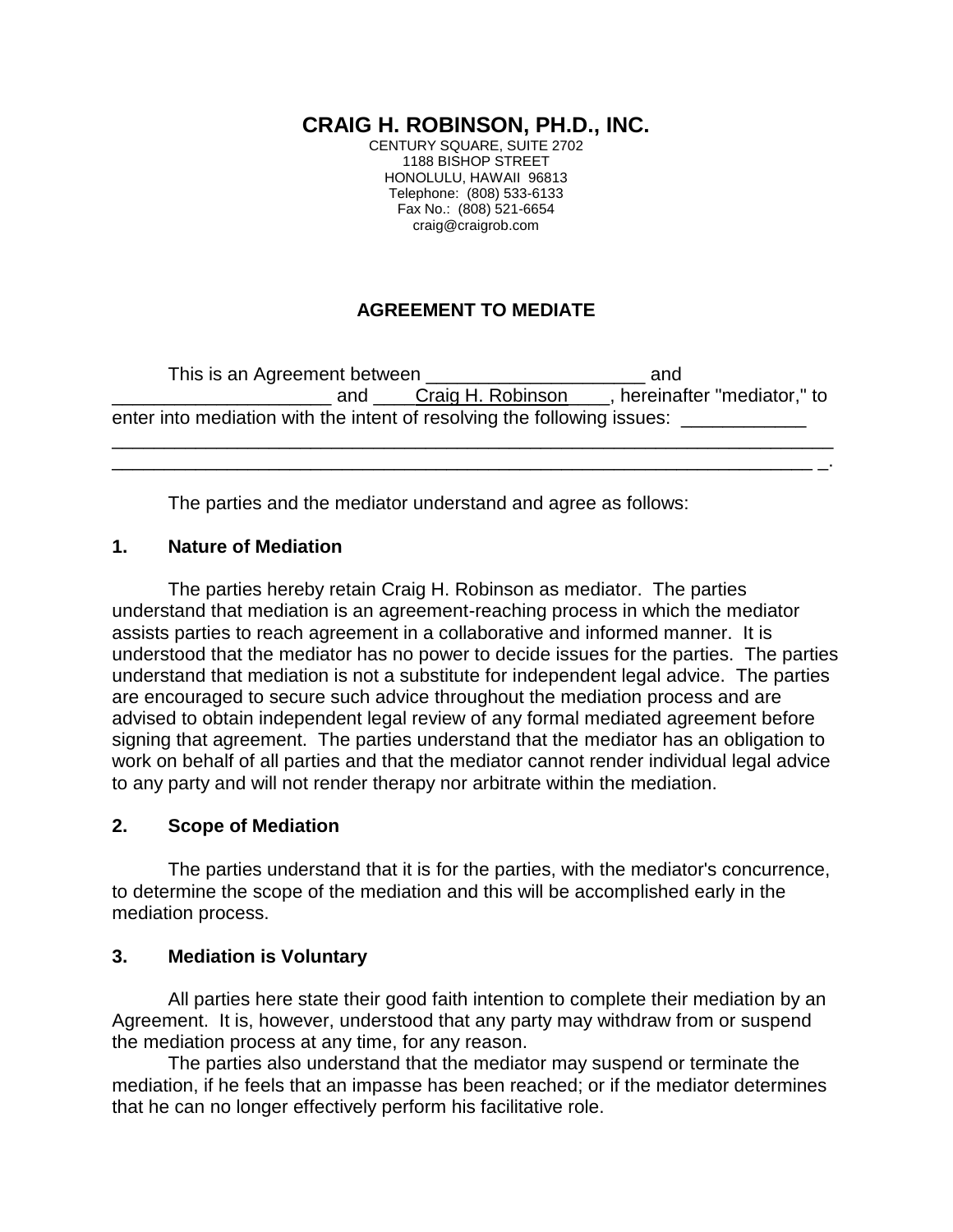# CRAIG H. ROBINSON, PH.D., INC.

CENTURY SQUARE, SUITE 2702
1188 BISHOP STREET
HONOLULU, HAWAII 96813
Telephone: (808) 533-6133
Fax No.: (808) 521-6654
craig@craigrob.com

## AGREEMENT TO MEDIATE

This is an Agreement between _____________________ and _____________________ and ____Craig H. Robinson____, hereinafter "mediator," to enter into mediation with the intent of resolving the following issues: ____________
______________________________________________________________________
____________________________________________________________________ _.

The parties and the mediator understand and agree as follows:

### 1. Nature of Mediation

The parties hereby retain Craig H. Robinson as mediator. The parties understand that mediation is an agreement-reaching process in which the mediator assists parties to reach agreement in a collaborative and informed manner. It is understood that the mediator has no power to decide issues for the parties. The parties understand that mediation is not a substitute for independent legal advice. The parties are encouraged to secure such advice throughout the mediation process and are advised to obtain independent legal review of any formal mediated agreement before signing that agreement. The parties understand that the mediator has an obligation to work on behalf of all parties and that the mediator cannot render individual legal advice to any party and will not render therapy nor arbitrate within the mediation.

### 2. Scope of Mediation

The parties understand that it is for the parties, with the mediator's concurrence, to determine the scope of the mediation and this will be accomplished early in the mediation process.

### 3. Mediation is Voluntary

All parties here state their good faith intention to complete their mediation by an Agreement. It is, however, understood that any party may withdraw from or suspend the mediation process at any time, for any reason.

The parties also understand that the mediator may suspend or terminate the mediation, if he feels that an impasse has been reached; or if the mediator determines that he can no longer effectively perform his facilitative role.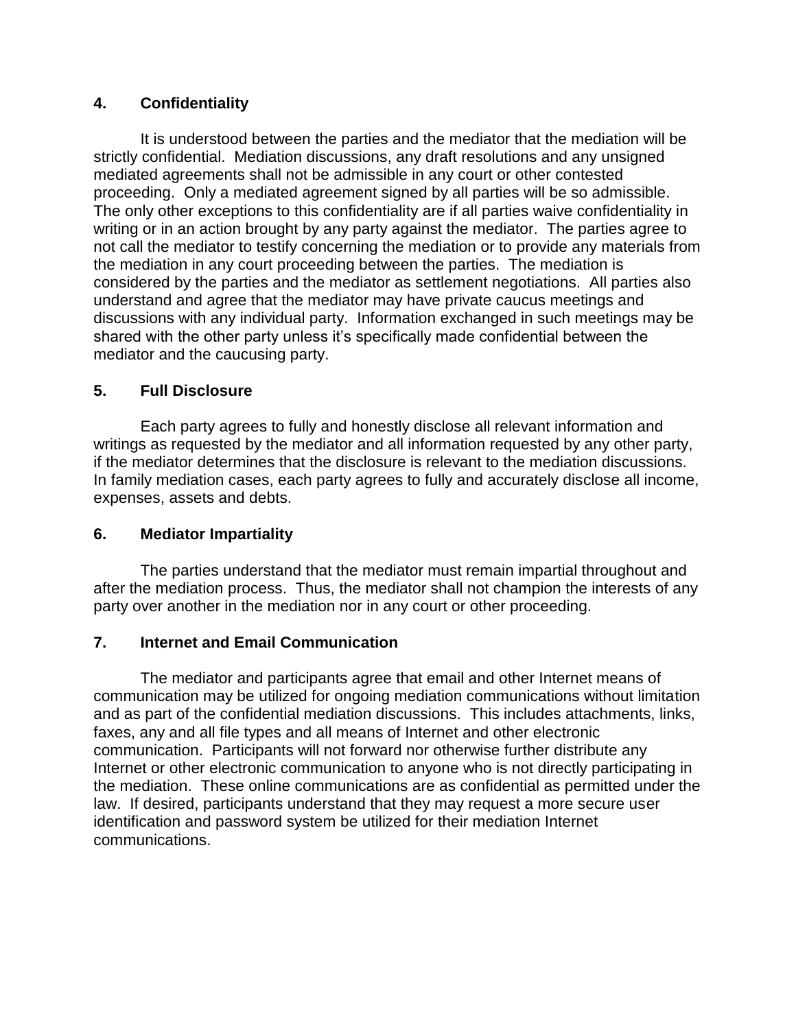## 4. Confidentiality

It is understood between the parties and the mediator that the mediation will be strictly confidential. Mediation discussions, any draft resolutions and any unsigned mediated agreements shall not be admissible in any court or other contested proceeding. Only a mediated agreement signed by all parties will be so admissible. The only other exceptions to this confidentiality are if all parties waive confidentiality in writing or in an action brought by any party against the mediator. The parties agree to not call the mediator to testify concerning the mediation or to provide any materials from the mediation in any court proceeding between the parties. The mediation is considered by the parties and the mediator as settlement negotiations. All parties also understand and agree that the mediator may have private caucus meetings and discussions with any individual party. Information exchanged in such meetings may be shared with the other party unless it's specifically made confidential between the mediator and the caucusing party.

## 5. Full Disclosure

Each party agrees to fully and honestly disclose all relevant information and writings as requested by the mediator and all information requested by any other party, if the mediator determines that the disclosure is relevant to the mediation discussions. In family mediation cases, each party agrees to fully and accurately disclose all income, expenses, assets and debts.

## 6. Mediator Impartiality

The parties understand that the mediator must remain impartial throughout and after the mediation process. Thus, the mediator shall not champion the interests of any party over another in the mediation nor in any court or other proceeding.

## 7. Internet and Email Communication

The mediator and participants agree that email and other Internet means of communication may be utilized for ongoing mediation communications without limitation and as part of the confidential mediation discussions. This includes attachments, links, faxes, any and all file types and all means of Internet and other electronic communication. Participants will not forward nor otherwise further distribute any Internet or other electronic communication to anyone who is not directly participating in the mediation. These online communications are as confidential as permitted under the law. If desired, participants understand that they may request a more secure user identification and password system be utilized for their mediation Internet communications.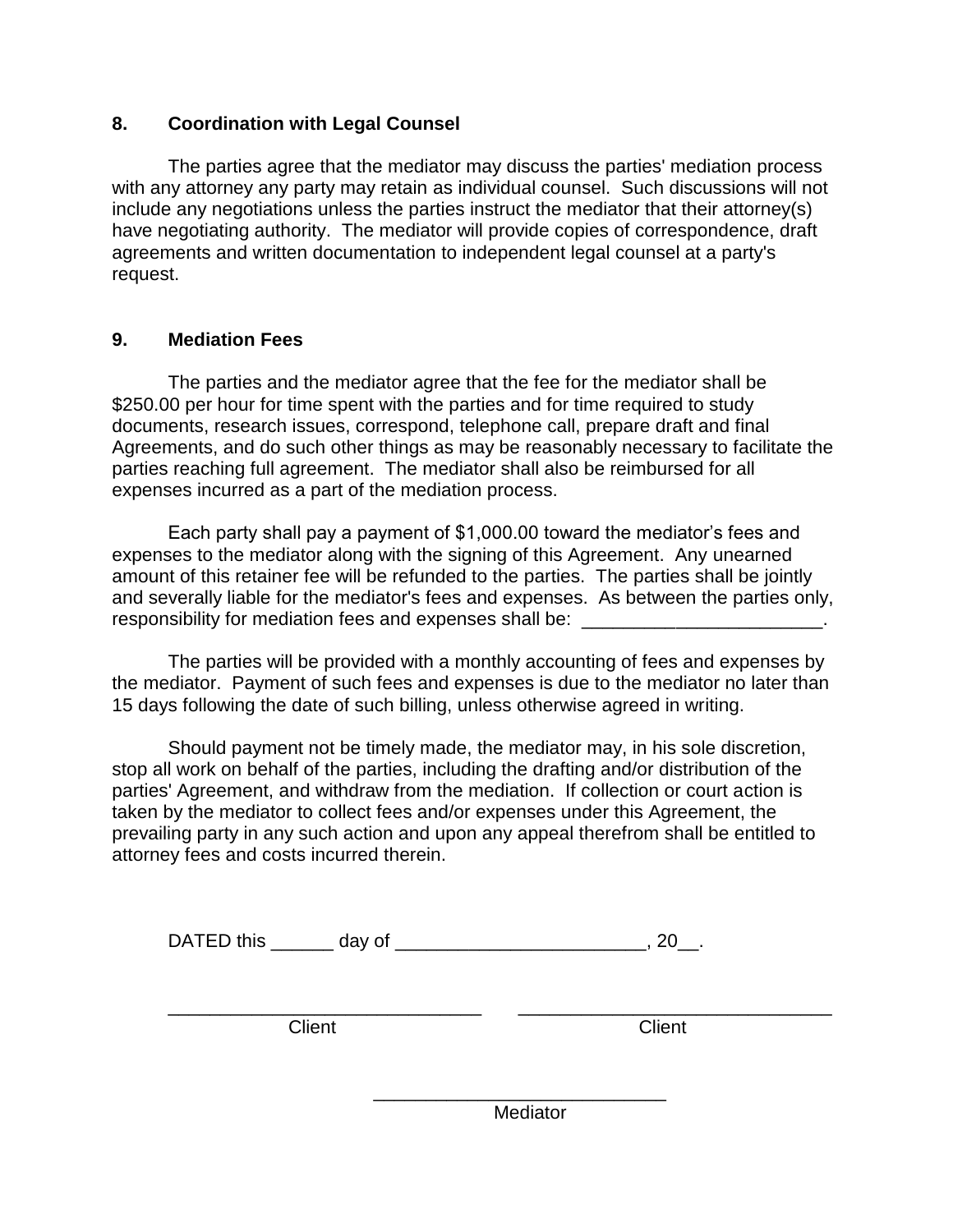## 8. Coordination with Legal Counsel

The parties agree that the mediator may discuss the parties' mediation process with any attorney any party may retain as individual counsel. Such discussions will not include any negotiations unless the parties instruct the mediator that their attorney(s) have negotiating authority. The mediator will provide copies of correspondence, draft agreements and written documentation to independent legal counsel at a party's request.

## 9. Mediation Fees

The parties and the mediator agree that the fee for the mediator shall be $250.00 per hour for time spent with the parties and for time required to study documents, research issues, correspond, telephone call, prepare draft and final Agreements, and do such other things as may be reasonably necessary to facilitate the parties reaching full agreement. The mediator shall also be reimbursed for all expenses incurred as a part of the mediation process.

Each party shall pay a payment of $1,000.00 toward the mediator's fees and expenses to the mediator along with the signing of this Agreement. Any unearned amount of this retainer fee will be refunded to the parties. The parties shall be jointly and severally liable for the mediator's fees and expenses. As between the parties only, responsibility for mediation fees and expenses shall be: _______________________.

The parties will be provided with a monthly accounting of fees and expenses by the mediator. Payment of such fees and expenses is due to the mediator no later than 15 days following the date of such billing, unless otherwise agreed in writing.

Should payment not be timely made, the mediator may, in his sole discretion, stop all work on behalf of the parties, including the drafting and/or distribution of the parties' Agreement, and withdraw from the mediation. If collection or court action is taken by the mediator to collect fees and/or expenses under this Agreement, the prevailing party in any such action and upon any appeal therefrom shall be entitled to attorney fees and costs incurred therein.

DATED this ______ day of _______________________, 20__.

______________________________ ______________________________
Client Client

______________________________
Mediator